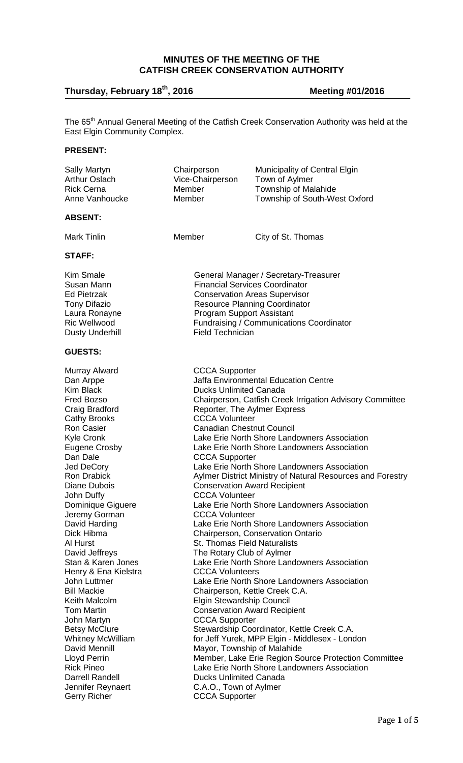# MINUTES OF THE MEETING OF THE CATFISH CREEK CONSERVATION AUTHORITY

**Thursday, February 18th, 2016** **Meeting #01/2016**

The 65th Annual General Meeting of the Catfish Creek Conservation Authority was held at the East Elgin Community Complex.

**PRESENT:**

| | | |
|---|---|---|
| Sally Martyn | Chairperson | Municipality of Central Elgin |
| Arthur Oslach | Vice-Chairperson | Town of Aylmer |
| Rick Cerna | Member | Township of Malahide |
| Anne Vanhoucke | Member | Township of South-West Oxford |

**ABSENT:**

| | | |
|---|---|---|
| Mark Tinlin | Member | City of St. Thomas |

**STAFF:**

| | |
|---|---|
| Kim Smale | General Manager / Secretary-Treasurer |
| Susan Mann | Financial Services Coordinator |
| Ed Pietrzak | Conservation Areas Supervisor |
| Tony Difazio | Resource Planning Coordinator |
| Laura Ronayne | Program Support Assistant |
| Ric Wellwood | Fundraising / Communications Coordinator |
| Dusty Underhill | Field Technician |

**GUESTS:**

| | |
|---|---|
| Murray Alward | CCCA Supporter |
| Dan Arppe | Jaffa Environmental Education Centre |
| Kim Black | Ducks Unlimited Canada |
| Fred Bozso | Chairperson, Catfish Creek Irrigation Advisory Committee |
| Craig Bradford | Reporter, The Aylmer Express |
| Cathy Brooks | CCCA Volunteer |
| Ron Casier | Canadian Chestnut Council |
| Kyle Cronk | Lake Erie North Shore Landowners Association |
| Eugene Crosby | Lake Erie North Shore Landowners Association |
| Dan Dale | CCCA Supporter |
| Jed DeCory | Lake Erie North Shore Landowners Association |
| Ron Drabick | Aylmer District Ministry of Natural Resources and Forestry |
| Diane Dubois | Conservation Award Recipient |
| John Duffy | CCCA Volunteer |
| Dominique Giguere | Lake Erie North Shore Landowners Association |
| Jeremy Gorman | CCCA Volunteer |
| David Harding | Lake Erie North Shore Landowners Association |
| Dick Hibma | Chairperson, Conservation Ontario |
| Al Hurst | St. Thomas Field Naturalists |
| David Jeffreys | The Rotary Club of Aylmer |
| Stan & Karen Jones | Lake Erie North Shore Landowners Association |
| Henry & Ena Kielstra | CCCA Volunteers |
| John Luttmer | Lake Erie North Shore Landowners Association |
| Bill Mackie | Chairperson, Kettle Creek C.A. |
| Keith Malcolm | Elgin Stewardship Council |
| Tom Martin | Conservation Award Recipient |
| John Martyn | CCCA Supporter |
| Betsy McClure | Stewardship Coordinator, Kettle Creek C.A. |
| Whitney McWilliam | for Jeff Yurek, MPP Elgin - Middlesex - London |
| David Mennill | Mayor, Township of Malahide |
| Lloyd Perrin | Member, Lake Erie Region Source Protection Committee |
| Rick Pineo | Lake Erie North Shore Landowners Association |
| Darrell Randell | Ducks Unlimited Canada |
| Jennifer Reynaert | C.A.O., Town of Aylmer |
| Gerry Richer | CCCA Supporter |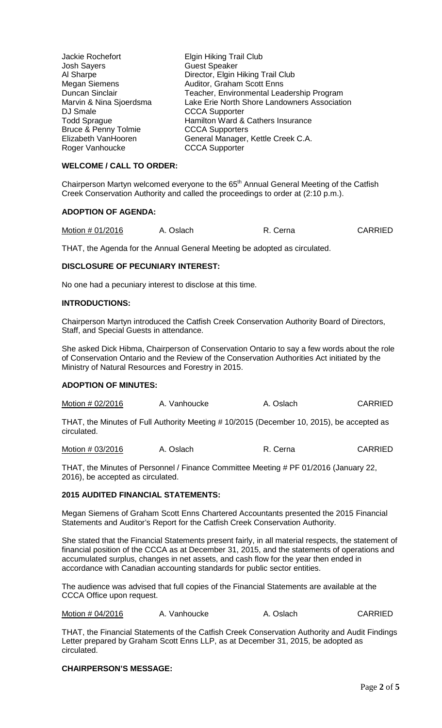| | |
|---|---|
| Jackie Rochefort | Elgin Hiking Trail Club |
| Josh Sayers | Guest Speaker |
| Al Sharpe | Director, Elgin Hiking Trail Club |
| Megan Siemens | Auditor, Graham Scott Enns |
| Duncan Sinclair | Teacher, Environmental Leadership Program |
| Marvin & Nina Sjoerdsma | Lake Erie North Shore Landowners Association |
| DJ Smale | CCCA Supporter |
| Todd Sprague | Hamilton Ward & Cathers Insurance |
| Bruce & Penny Tolmie | CCCA Supporters |
| Elizabeth VanHooren | General Manager, Kettle Creek C.A. |
| Roger Vanhoucke | CCCA Supporter |

## WELCOME / CALL TO ORDER:

Chairperson Martyn welcomed everyone to the 65th Annual General Meeting of the Catfish Creek Conservation Authority and called the proceedings to order at (2:10 p.m.).

## ADOPTION OF AGENDA:

| Motion # 01/2016 | A. Oslach | R. Cerna | CARRIED |
|---|---|---|---|

THAT, the Agenda for the Annual General Meeting be adopted as circulated.

## DISCLOSURE OF PECUNIARY INTEREST:

No one had a pecuniary interest to disclose at this time.

## INTRODUCTIONS:

Chairperson Martyn introduced the Catfish Creek Conservation Authority Board of Directors, Staff, and Special Guests in attendance.

She asked Dick Hibma, Chairperson of Conservation Ontario to say a few words about the role of Conservation Ontario and the Review of the Conservation Authorities Act initiated by the Ministry of Natural Resources and Forestry in 2015.

## ADOPTION OF MINUTES:

| Motion # 02/2016 | A. Vanhoucke | A. Oslach | CARRIED |
|---|---|---|---|

THAT, the Minutes of Full Authority Meeting # 10/2015 (December 10, 2015), be accepted as circulated.

| Motion # 03/2016 | A. Oslach | R. Cerna | CARRIED |
|---|---|---|---|

THAT, the Minutes of Personnel / Finance Committee Meeting # PF 01/2016 (January 22, 2016), be accepted as circulated.

## 2015 AUDITED FINANCIAL STATEMENTS:

Megan Siemens of Graham Scott Enns Chartered Accountants presented the 2015 Financial Statements and Auditor's Report for the Catfish Creek Conservation Authority.

She stated that the Financial Statements present fairly, in all material respects, the statement of financial position of the CCCA as at December 31, 2015, and the statements of operations and accumulated surplus, changes in net assets, and cash flow for the year then ended in accordance with Canadian accounting standards for public sector entities.

The audience was advised that full copies of the Financial Statements are available at the CCCA Office upon request.

| Motion # 04/2016 | A. Vanhoucke | A. Oslach | CARRIED |
|---|---|---|---|

THAT, the Financial Statements of the Catfish Creek Conservation Authority and Audit Findings Letter prepared by Graham Scott Enns LLP, as at December 31, 2015, be adopted as circulated.

## CHAIRPERSON'S MESSAGE: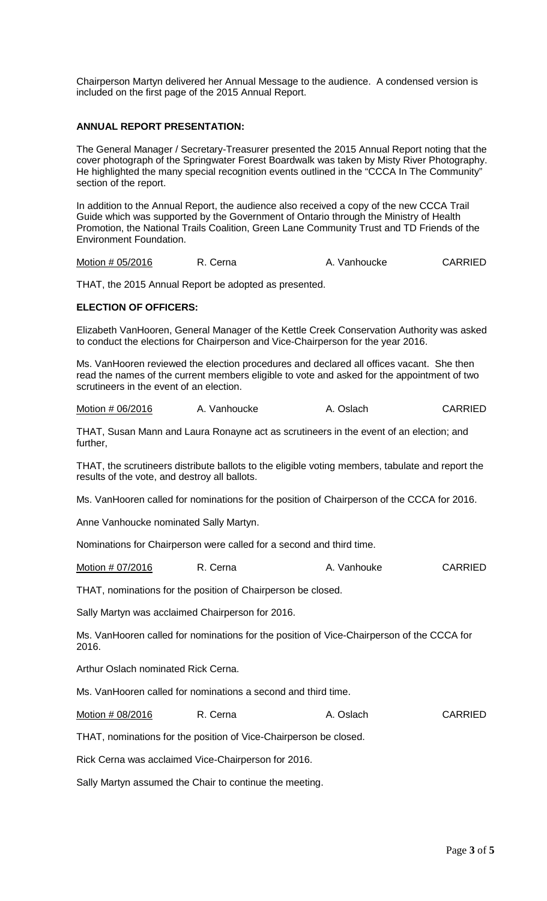Chairperson Martyn delivered her Annual Message to the audience. A condensed version is included on the first page of the 2015 Annual Report.

**ANNUAL REPORT PRESENTATION:**

The General Manager / Secretary-Treasurer presented the 2015 Annual Report noting that the cover photograph of the Springwater Forest Boardwalk was taken by Misty River Photography. He highlighted the many special recognition events outlined in the "CCCA In The Community" section of the report.

In addition to the Annual Report, the audience also received a copy of the new CCCA Trail Guide which was supported by the Government of Ontario through the Ministry of Health Promotion, the National Trails Coalition, Green Lane Community Trust and TD Friends of the Environment Foundation.

| Motion # 05/2016 | R. Cerna | A. Vanhoucke | CARRIED |
|---|---|---|---|

THAT, the 2015 Annual Report be adopted as presented.

**ELECTION OF OFFICERS:**

Elizabeth VanHooren, General Manager of the Kettle Creek Conservation Authority was asked to conduct the elections for Chairperson and Vice-Chairperson for the year 2016.

Ms. VanHooren reviewed the election procedures and declared all offices vacant. She then read the names of the current members eligible to vote and asked for the appointment of two scrutineers in the event of an election.

| Motion # 06/2016 | A. Vanhoucke | A. Oslach | CARRIED |
|---|---|---|---|

THAT, Susan Mann and Laura Ronayne act as scrutineers in the event of an election; and further,

THAT, the scrutineers distribute ballots to the eligible voting members, tabulate and report the results of the vote, and destroy all ballots.

Ms. VanHooren called for nominations for the position of Chairperson of the CCCA for 2016.

Anne Vanhoucke nominated Sally Martyn.

Nominations for Chairperson were called for a second and third time.

| Motion # 07/2016 | R. Cerna | A. Vanhouke | CARRIED |
|---|---|---|---|

THAT, nominations for the position of Chairperson be closed.

Sally Martyn was acclaimed Chairperson for 2016.

Ms. VanHooren called for nominations for the position of Vice-Chairperson of the CCCA for 2016.

Arthur Oslach nominated Rick Cerna.

Ms. VanHooren called for nominations a second and third time.

| Motion # 08/2016 | R. Cerna | A. Oslach | CARRIED |
|---|---|---|---|

THAT, nominations for the position of Vice-Chairperson be closed.

Rick Cerna was acclaimed Vice-Chairperson for 2016.

Sally Martyn assumed the Chair to continue the meeting.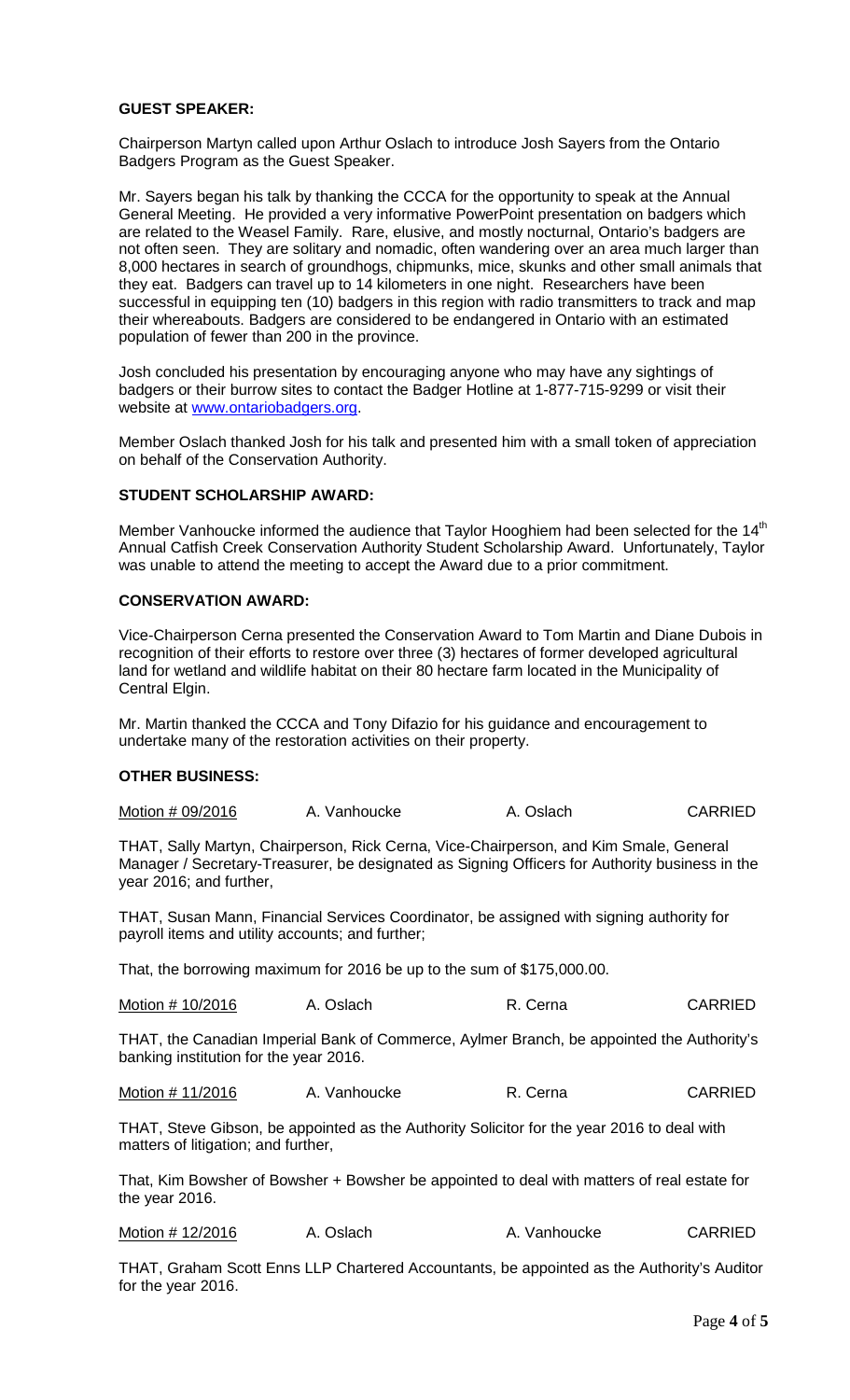**GUEST SPEAKER:**

Chairperson Martyn called upon Arthur Oslach to introduce Josh Sayers from the Ontario Badgers Program as the Guest Speaker.

Mr. Sayers began his talk by thanking the CCCA for the opportunity to speak at the Annual General Meeting. He provided a very informative PowerPoint presentation on badgers which are related to the Weasel Family. Rare, elusive, and mostly nocturnal, Ontario's badgers are not often seen. They are solitary and nomadic, often wandering over an area much larger than 8,000 hectares in search of groundhogs, chipmunks, mice, skunks and other small animals that they eat. Badgers can travel up to 14 kilometers in one night. Researchers have been successful in equipping ten (10) badgers in this region with radio transmitters to track and map their whereabouts. Badgers are considered to be endangered in Ontario with an estimated population of fewer than 200 in the province.

Josh concluded his presentation by encouraging anyone who may have any sightings of badgers or their burrow sites to contact the Badger Hotline at 1-877-715-9299 or visit their website at www.ontariobadgers.org.

Member Oslach thanked Josh for his talk and presented him with a small token of appreciation on behalf of the Conservation Authority.

**STUDENT SCHOLARSHIP AWARD:**

Member Vanhoucke informed the audience that Taylor Hooghiem had been selected for the 14th Annual Catfish Creek Conservation Authority Student Scholarship Award. Unfortunately, Taylor was unable to attend the meeting to accept the Award due to a prior commitment.

**CONSERVATION AWARD:**

Vice-Chairperson Cerna presented the Conservation Award to Tom Martin and Diane Dubois in recognition of their efforts to restore over three (3) hectares of former developed agricultural land for wetland and wildlife habitat on their 80 hectare farm located in the Municipality of Central Elgin.

Mr. Martin thanked the CCCA and Tony Difazio for his guidance and encouragement to undertake many of the restoration activities on their property.

**OTHER BUSINESS:**

Motion # 09/2016 A. Vanhoucke A. Oslach CARRIED

THAT, Sally Martyn, Chairperson, Rick Cerna, Vice-Chairperson, and Kim Smale, General Manager / Secretary-Treasurer, be designated as Signing Officers for Authority business in the year 2016; and further,

THAT, Susan Mann, Financial Services Coordinator, be assigned with signing authority for payroll items and utility accounts; and further;

That, the borrowing maximum for 2016 be up to the sum of $175,000.00.

Motion # 10/2016 A. Oslach R. Cerna CARRIED

THAT, the Canadian Imperial Bank of Commerce, Aylmer Branch, be appointed the Authority's banking institution for the year 2016.

Motion # 11/2016 A. Vanhoucke R. Cerna CARRIED

THAT, Steve Gibson, be appointed as the Authority Solicitor for the year 2016 to deal with matters of litigation; and further,

That, Kim Bowsher of Bowsher + Bowsher be appointed to deal with matters of real estate for the year 2016.

Motion # 12/2016 A. Oslach A. Vanhoucke CARRIED

THAT, Graham Scott Enns LLP Chartered Accountants, be appointed as the Authority's Auditor for the year 2016.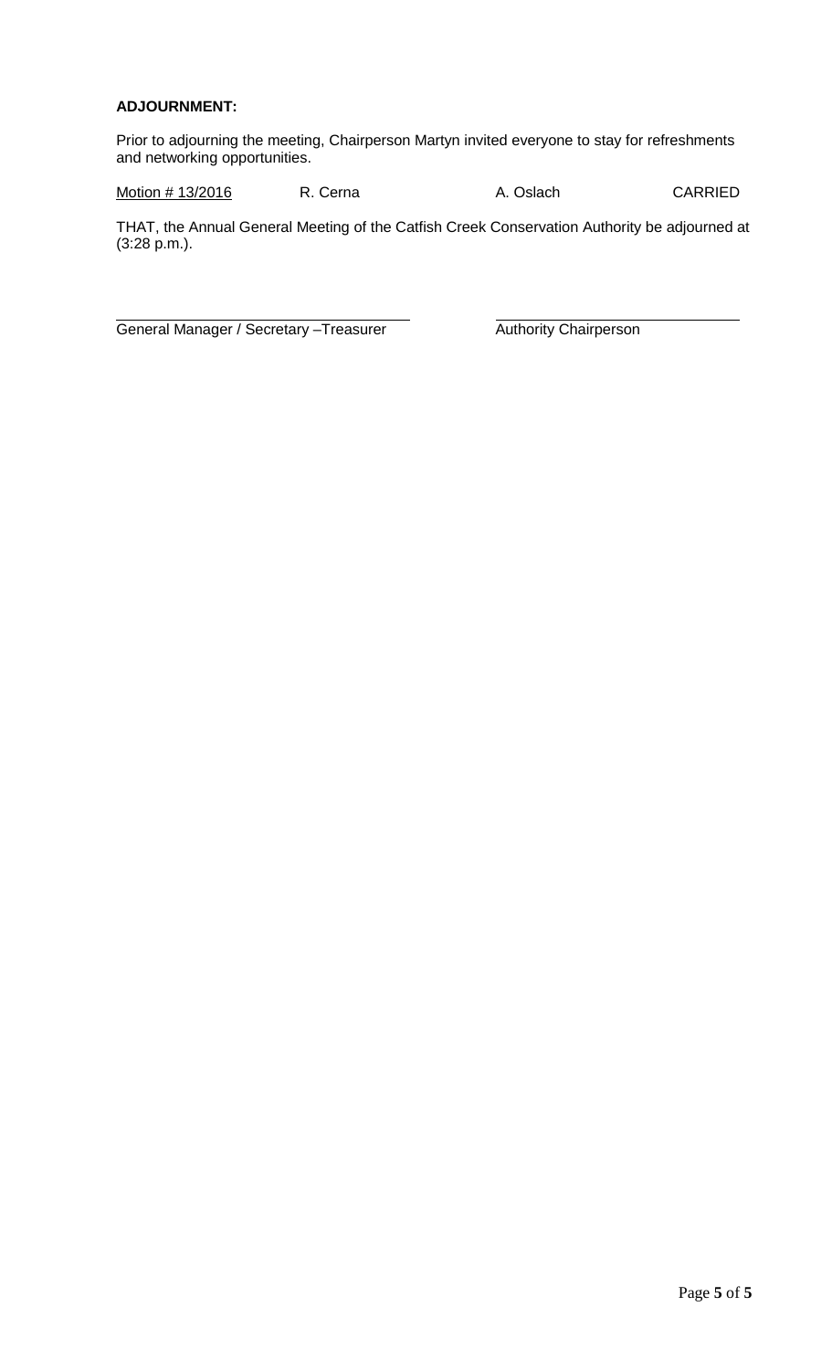**ADJOURNMENT:**

Prior to adjourning the meeting, Chairperson Martyn invited everyone to stay for refreshments and networking opportunities.

| | | | |
|---|---|---|---|
| Motion # 13/2016 | R. Cerna | A. Oslach | CARRIED |

THAT, the Annual General Meeting of the Catfish Creek Conservation Authority be adjourned at (3:28 p.m.).

General Manager / Secretary –Treasurer

Authority Chairperson